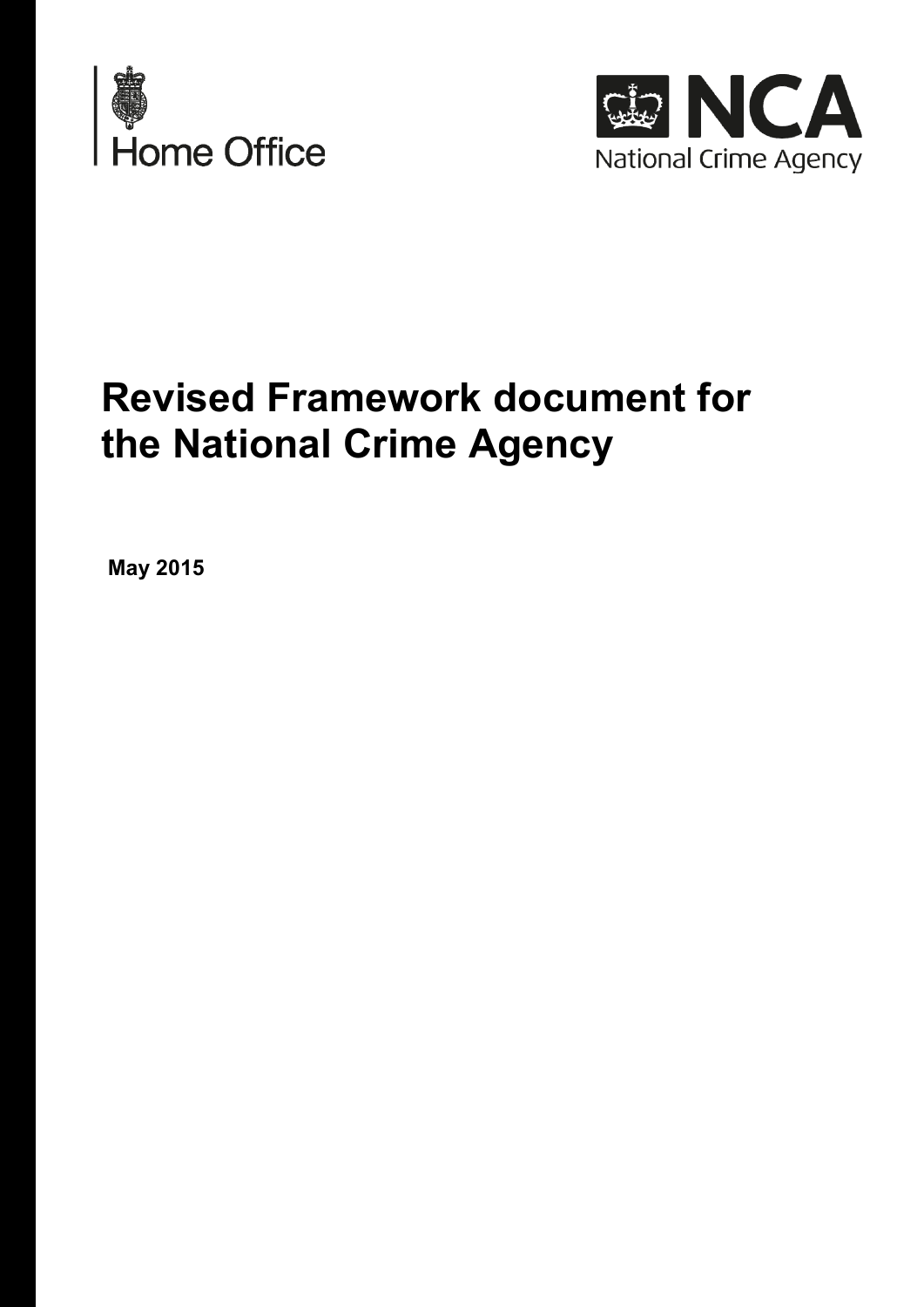Home Office

NCA
National Crime Agency

# Revised Framework document for the National Crime Agency

**May 2015**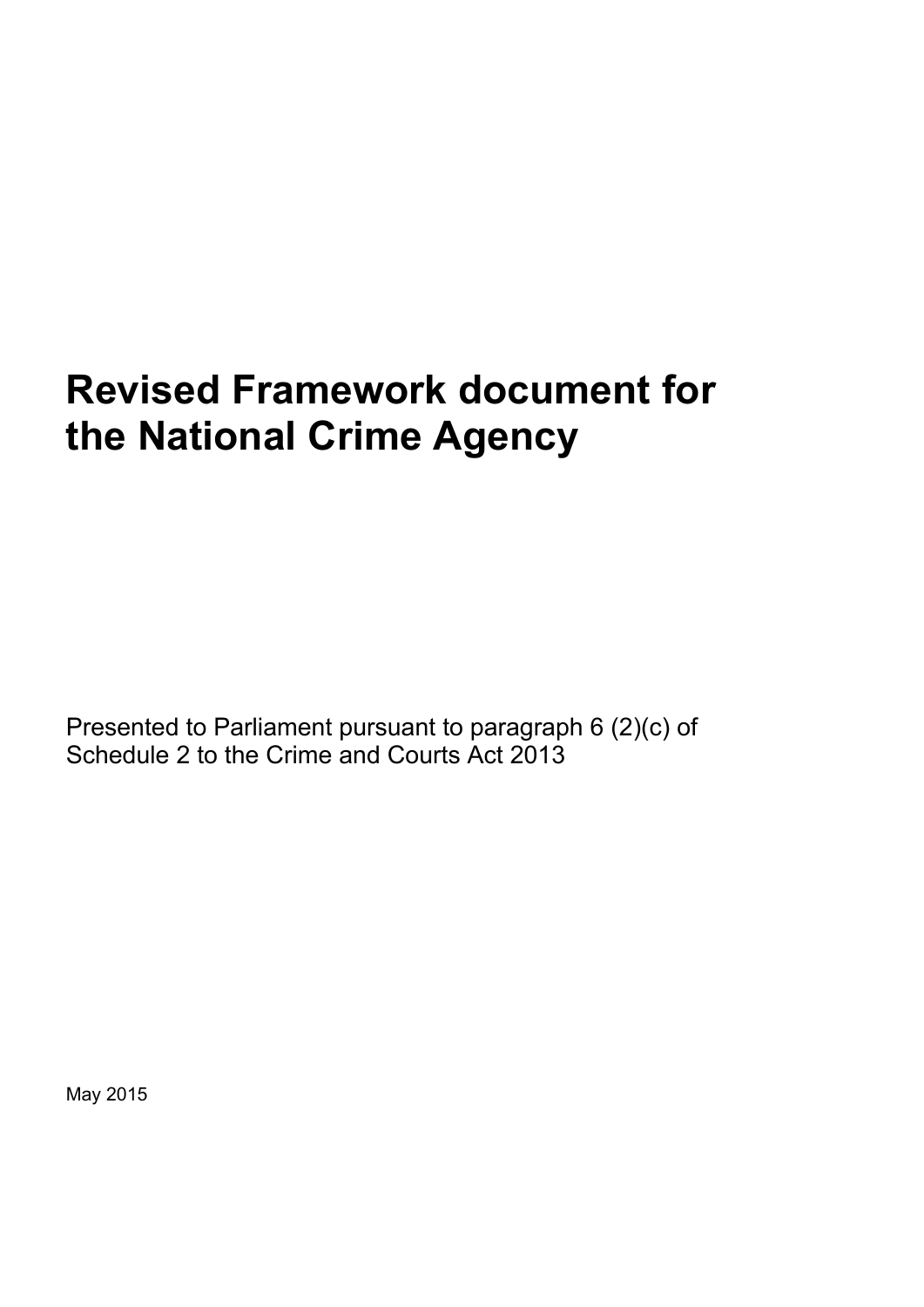# Revised Framework document for the National Crime Agency

Presented to Parliament pursuant to paragraph 6 (2)(c) of Schedule 2 to the Crime and Courts Act 2013

May 2015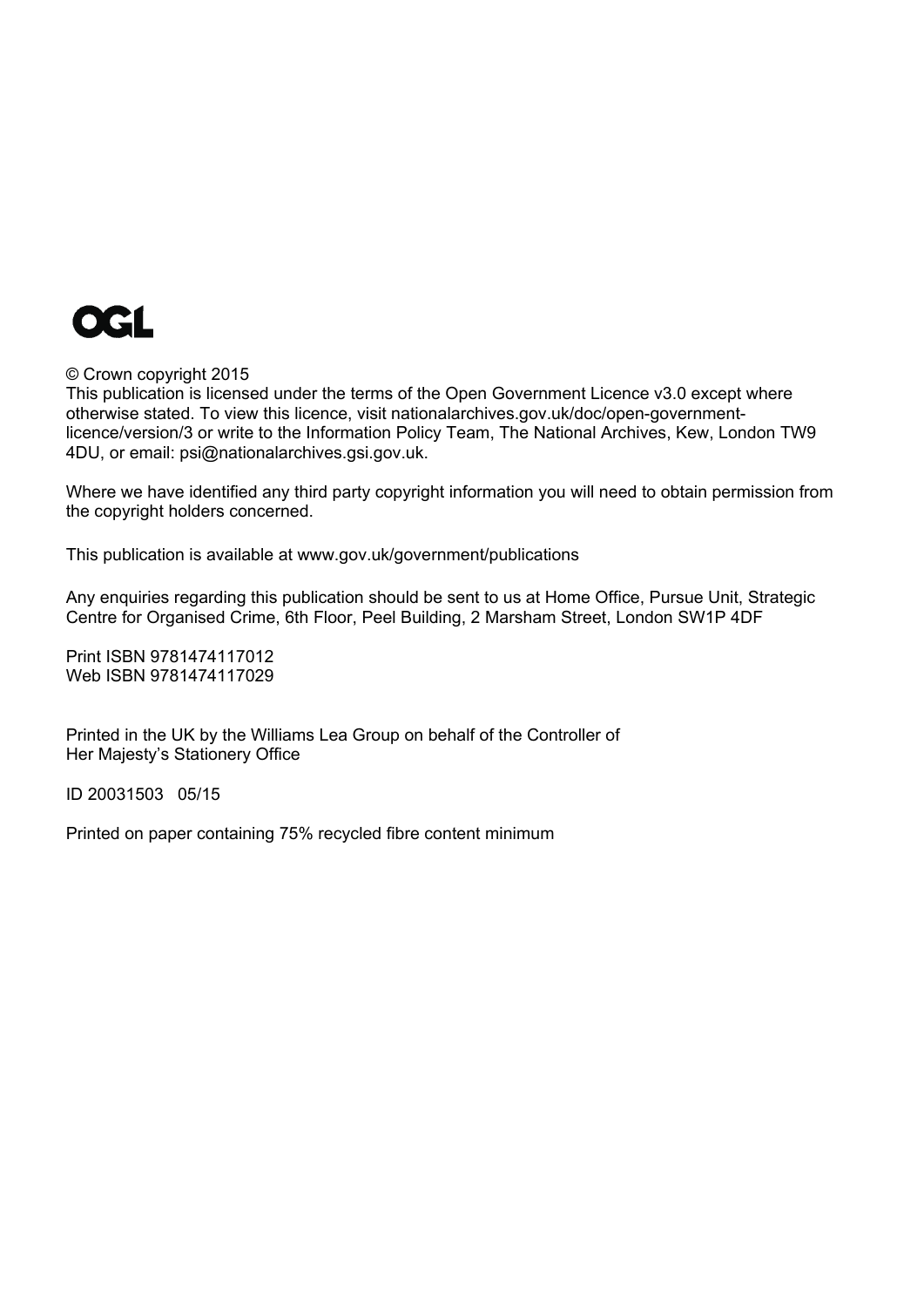OGL

© Crown copyright 2015
This publication is licensed under the terms of the Open Government Licence v3.0 except where otherwise stated. To view this licence, visit nationalarchives.gov.uk/doc/open-government-licence/version/3 or write to the Information Policy Team, The National Archives, Kew, London TW9 4DU, or email: psi@nationalarchives.gsi.gov.uk.

Where we have identified any third party copyright information you will need to obtain permission from the copyright holders concerned.

This publication is available at www.gov.uk/government/publications

Any enquiries regarding this publication should be sent to us at Home Office, Pursue Unit, Strategic Centre for Organised Crime, 6th Floor, Peel Building, 2 Marsham Street, London SW1P 4DF

Print ISBN 9781474117012
Web ISBN 9781474117029

Printed in the UK by the Williams Lea Group on behalf of the Controller of Her Majesty's Stationery Office

ID 20031503 05/15

Printed on paper containing 75% recycled fibre content minimum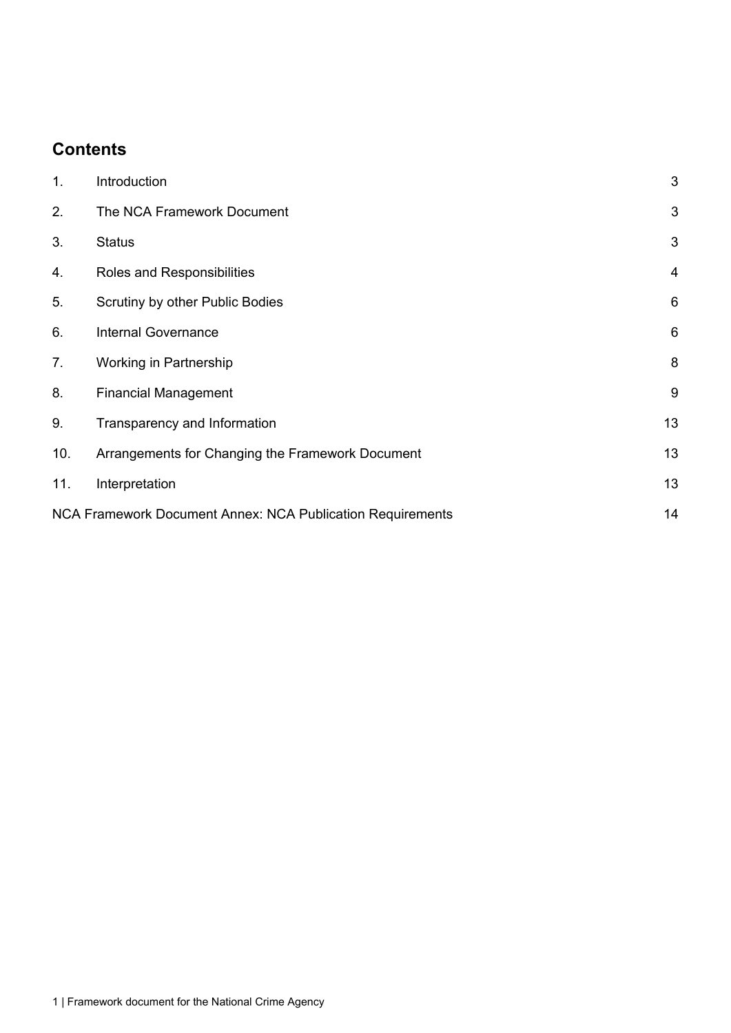## Contents

| | | |
|---|---|---|
| 1. | Introduction | 3 |
| 2. | The NCA Framework Document | 3 |
| 3. | Status | 3 |
| 4. | Roles and Responsibilities | 4 |
| 5. | Scrutiny by other Public Bodies | 6 |
| 6. | Internal Governance | 6 |
| 7. | Working in Partnership | 8 |
| 8. | Financial Management | 9 |
| 9. | Transparency and Information | 13 |
| 10. | Arrangements for Changing the Framework Document | 13 |
| 11. | Interpretation | 13 |
| NCA Framework Document Annex: NCA Publication Requirements | | 14 |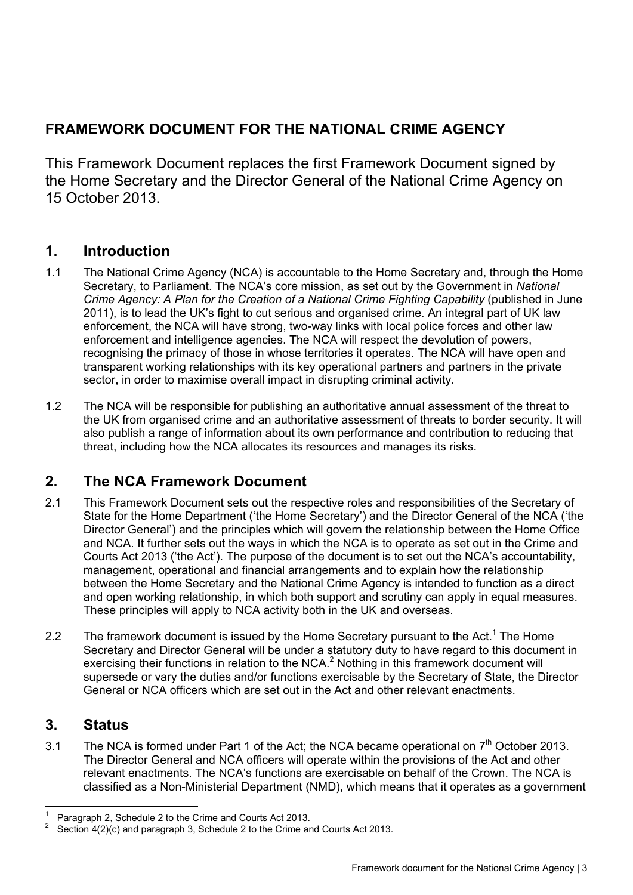## FRAMEWORK DOCUMENT FOR THE NATIONAL CRIME AGENCY

This Framework Document replaces the first Framework Document signed by the Home Secretary and the Director General of the National Crime Agency on 15 October 2013.

## 1. Introduction

1.1 The National Crime Agency (NCA) is accountable to the Home Secretary and, through the Home Secretary, to Parliament. The NCA's core mission, as set out by the Government in *National Crime Agency: A Plan for the Creation of a National Crime Fighting Capability* (published in June 2011), is to lead the UK's fight to cut serious and organised crime. An integral part of UK law enforcement, the NCA will have strong, two-way links with local police forces and other law enforcement and intelligence agencies. The NCA will respect the devolution of powers, recognising the primacy of those in whose territories it operates. The NCA will have open and transparent working relationships with its key operational partners and partners in the private sector, in order to maximise overall impact in disrupting criminal activity.

1.2 The NCA will be responsible for publishing an authoritative annual assessment of the threat to the UK from organised crime and an authoritative assessment of threats to border security. It will also publish a range of information about its own performance and contribution to reducing that threat, including how the NCA allocates its resources and manages its risks.

## 2. The NCA Framework Document

2.1 This Framework Document sets out the respective roles and responsibilities of the Secretary of State for the Home Department ('the Home Secretary') and the Director General of the NCA ('the Director General') and the principles which will govern the relationship between the Home Office and NCA. It further sets out the ways in which the NCA is to operate as set out in the Crime and Courts Act 2013 ('the Act'). The purpose of the document is to set out the NCA's accountability, management, operational and financial arrangements and to explain how the relationship between the Home Secretary and the National Crime Agency is intended to function as a direct and open working relationship, in which both support and scrutiny can apply in equal measures. These principles will apply to NCA activity both in the UK and overseas.

2.2 The framework document is issued by the Home Secretary pursuant to the Act.[1] The Home Secretary and Director General will be under a statutory duty to have regard to this document in exercising their functions in relation to the NCA.[2] Nothing in this framework document will supersede or vary the duties and/or functions exercisable by the Secretary of State, the Director General or NCA officers which are set out in the Act and other relevant enactments.

## 3. Status

3.1 The NCA is formed under Part 1 of the Act; the NCA became operational on 7th October 2013. The Director General and NCA officers will operate within the provisions of the Act and other relevant enactments. The NCA's functions are exercisable on behalf of the Crown. The NCA is classified as a Non-Ministerial Department (NMD), which means that it operates as a government

[1] Paragraph 2, Schedule 2 to the Crime and Courts Act 2013.

[2] Section 4(2)(c) and paragraph 3, Schedule 2 to the Crime and Courts Act 2013.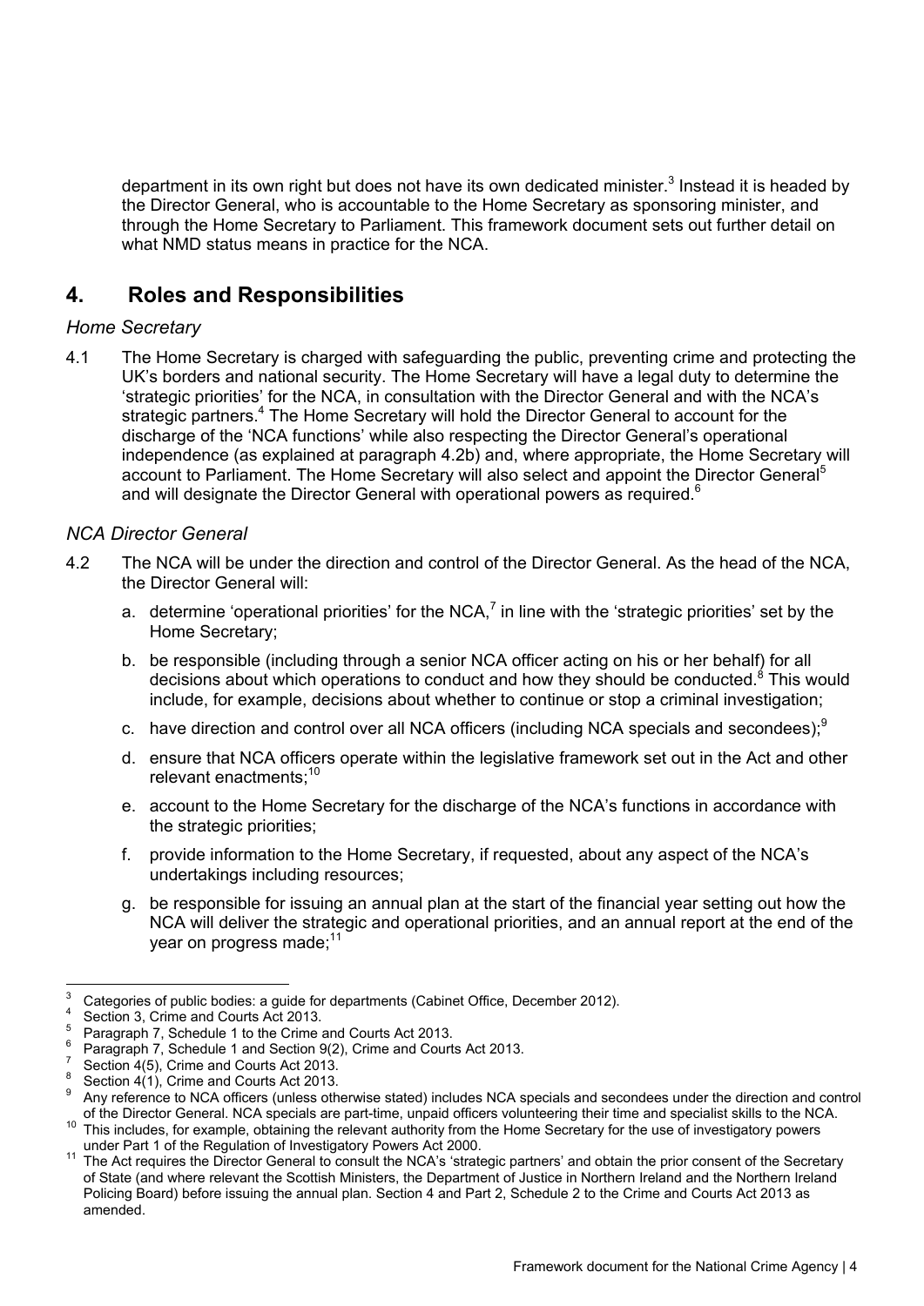department in its own right but does not have its own dedicated minister.[3] Instead it is headed by the Director General, who is accountable to the Home Secretary as sponsoring minister, and through the Home Secretary to Parliament. This framework document sets out further detail on what NMD status means in practice for the NCA.

## 4. Roles and Responsibilities

*Home Secretary*

4.1 The Home Secretary is charged with safeguarding the public, preventing crime and protecting the UK's borders and national security. The Home Secretary will have a legal duty to determine the 'strategic priorities' for the NCA, in consultation with the Director General and with the NCA's strategic partners.[4] The Home Secretary will hold the Director General to account for the discharge of the 'NCA functions' while also respecting the Director General's operational independence (as explained at paragraph 4.2b) and, where appropriate, the Home Secretary will account to Parliament. The Home Secretary will also select and appoint the Director General[5] and will designate the Director General with operational powers as required.[6]

*NCA Director General*

4.2 The NCA will be under the direction and control of the Director General. As the head of the NCA, the Director General will:

a. determine 'operational priorities' for the NCA,[7] in line with the 'strategic priorities' set by the Home Secretary;

b. be responsible (including through a senior NCA officer acting on his or her behalf) for all decisions about which operations to conduct and how they should be conducted.[8] This would include, for example, decisions about whether to continue or stop a criminal investigation;

c. have direction and control over all NCA officers (including NCA specials and secondees);[9]

d. ensure that NCA officers operate within the legislative framework set out in the Act and other relevant enactments;[10]

e. account to the Home Secretary for the discharge of the NCA's functions in accordance with the strategic priorities;

f. provide information to the Home Secretary, if requested, about any aspect of the NCA's undertakings including resources;

g. be responsible for issuing an annual plan at the start of the financial year setting out how the NCA will deliver the strategic and operational priorities, and an annual report at the end of the year on progress made;[11]

---

[3] Categories of public bodies: a guide for departments (Cabinet Office, December 2012).

[4] Section 3, Crime and Courts Act 2013.

[5] Paragraph 7, Schedule 1 to the Crime and Courts Act 2013.

[6] Paragraph 7, Schedule 1 and Section 9(2), Crime and Courts Act 2013.

[7] Section 4(5), Crime and Courts Act 2013.

[8] Section 4(1), Crime and Courts Act 2013.

[9] Any reference to NCA officers (unless otherwise stated) includes NCA specials and secondees under the direction and control of the Director General. NCA specials are part-time, unpaid officers volunteering their time and specialist skills to the NCA.

[10] This includes, for example, obtaining the relevant authority from the Home Secretary for the use of investigatory powers under Part 1 of the Regulation of Investigatory Powers Act 2000.

[11] The Act requires the Director General to consult the NCA's 'strategic partners' and obtain the prior consent of the Secretary of State (and where relevant the Scottish Ministers, the Department of Justice in Northern Ireland and the Northern Ireland Policing Board) before issuing the annual plan. Section 4 and Part 2, Schedule 2 to the Crime and Courts Act 2013 as amended.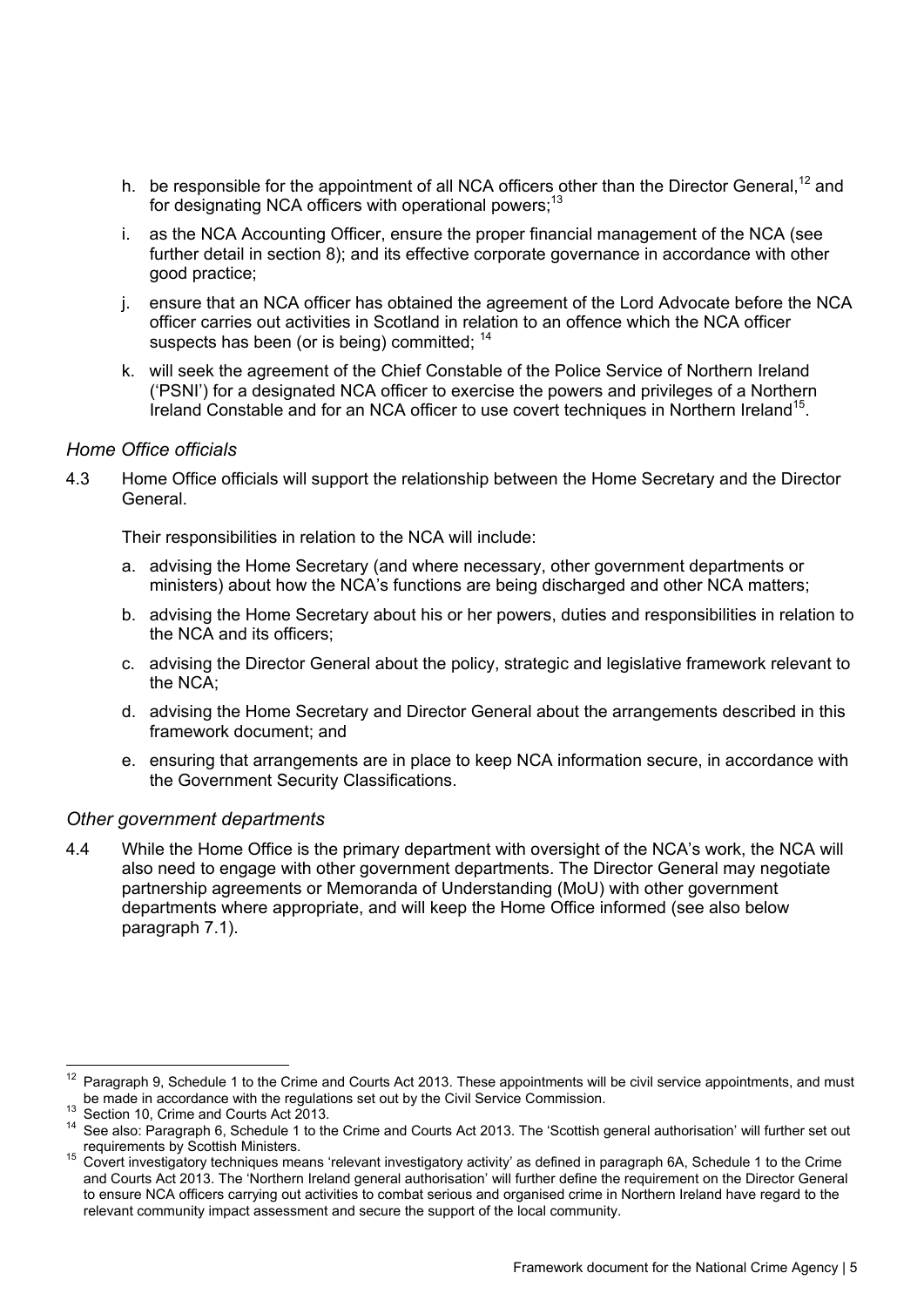h. be responsible for the appointment of all NCA officers other than the Director General,[12] and for designating NCA officers with operational powers;[13]

i. as the NCA Accounting Officer, ensure the proper financial management of the NCA (see further detail in section 8); and its effective corporate governance in accordance with other good practice;

j. ensure that an NCA officer has obtained the agreement of the Lord Advocate before the NCA officer carries out activities in Scotland in relation to an offence which the NCA officer suspects has been (or is being) committed; [14]

k. will seek the agreement of the Chief Constable of the Police Service of Northern Ireland ('PSNI') for a designated NCA officer to exercise the powers and privileges of a Northern Ireland Constable and for an NCA officer to use covert techniques in Northern Ireland[15].

### *Home Office officials*

4.3 Home Office officials will support the relationship between the Home Secretary and the Director General.

Their responsibilities in relation to the NCA will include:

a. advising the Home Secretary (and where necessary, other government departments or ministers) about how the NCA's functions are being discharged and other NCA matters;

b. advising the Home Secretary about his or her powers, duties and responsibilities in relation to the NCA and its officers;

c. advising the Director General about the policy, strategic and legislative framework relevant to the NCA;

d. advising the Home Secretary and Director General about the arrangements described in this framework document; and

e. ensuring that arrangements are in place to keep NCA information secure, in accordance with the Government Security Classifications.

### *Other government departments*

4.4 While the Home Office is the primary department with oversight of the NCA's work, the NCA will also need to engage with other government departments. The Director General may negotiate partnership agreements or Memoranda of Understanding (MoU) with other government departments where appropriate, and will keep the Home Office informed (see also below paragraph 7.1).

---

[12] Paragraph 9, Schedule 1 to the Crime and Courts Act 2013. These appointments will be civil service appointments, and must be made in accordance with the regulations set out by the Civil Service Commission.

[13] Section 10, Crime and Courts Act 2013.

[14] See also: Paragraph 6, Schedule 1 to the Crime and Courts Act 2013. The 'Scottish general authorisation' will further set out requirements by Scottish Ministers.

[15] Covert investigatory techniques means 'relevant investigatory activity' as defined in paragraph 6A, Schedule 1 to the Crime and Courts Act 2013. The 'Northern Ireland general authorisation' will further define the requirement on the Director General to ensure NCA officers carrying out activities to combat serious and organised crime in Northern Ireland have regard to the relevant community impact assessment and secure the support of the local community.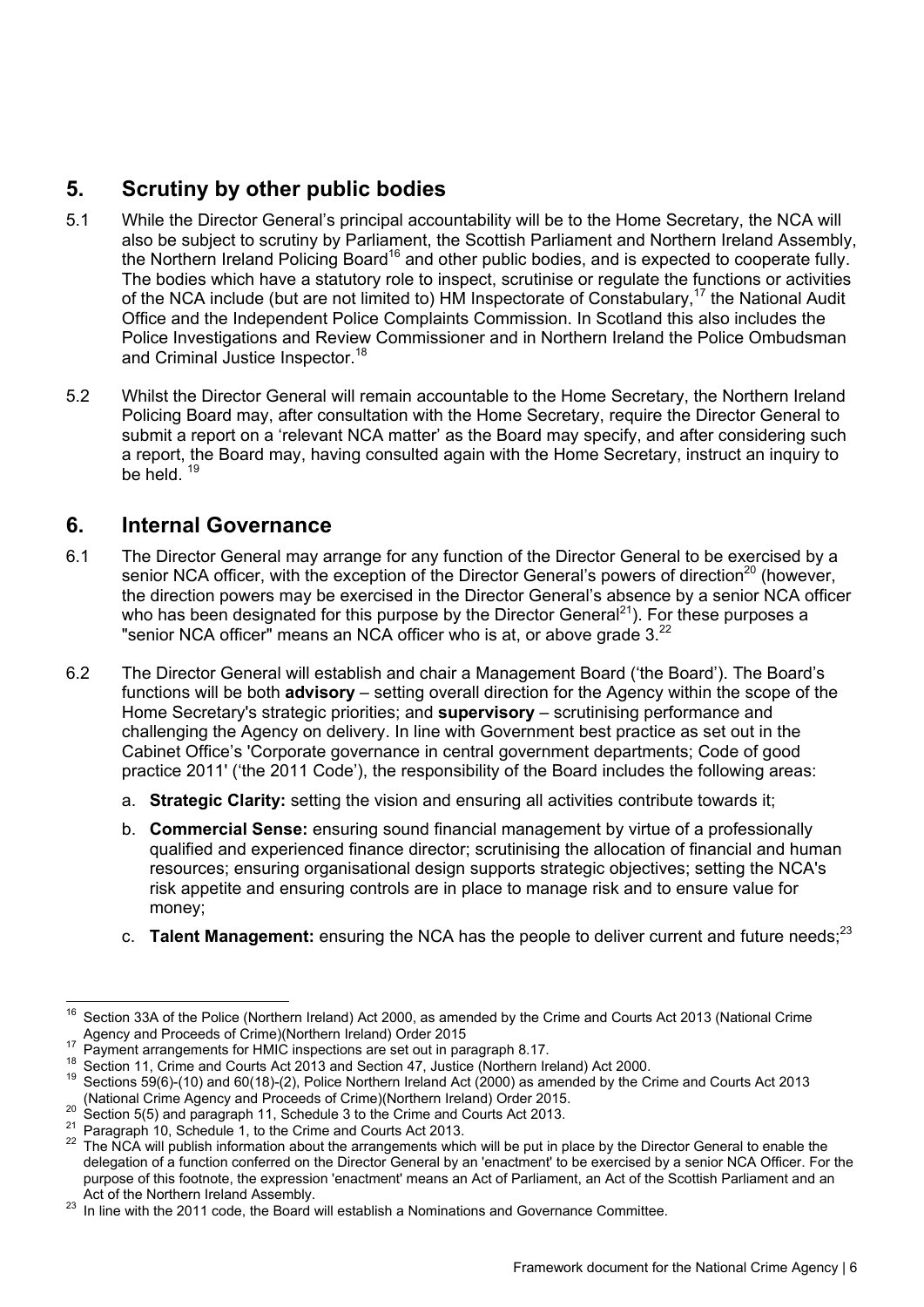## 5. Scrutiny by other public bodies

5.1 While the Director General's principal accountability will be to the Home Secretary, the NCA will also be subject to scrutiny by Parliament, the Scottish Parliament and Northern Ireland Assembly, the Northern Ireland Policing Board[16] and other public bodies, and is expected to cooperate fully. The bodies which have a statutory role to inspect, scrutinise or regulate the functions or activities of the NCA include (but are not limited to) HM Inspectorate of Constabulary,[17] the National Audit Office and the Independent Police Complaints Commission. In Scotland this also includes the Police Investigations and Review Commissioner and in Northern Ireland the Police Ombudsman and Criminal Justice Inspector.[18]

5.2 Whilst the Director General will remain accountable to the Home Secretary, the Northern Ireland Policing Board may, after consultation with the Home Secretary, require the Director General to submit a report on a 'relevant NCA matter' as the Board may specify, and after considering such a report, the Board may, having consulted again with the Home Secretary, instruct an inquiry to be held. [19]

## 6. Internal Governance

6.1 The Director General may arrange for any function of the Director General to be exercised by a senior NCA officer, with the exception of the Director General's powers of direction[20] (however, the direction powers may be exercised in the Director General's absence by a senior NCA officer who has been designated for this purpose by the Director General[21]). For these purposes a "senior NCA officer" means an NCA officer who is at, or above grade 3.[22]

6.2 The Director General will establish and chair a Management Board ('the Board'). The Board's functions will be both **advisory** – setting overall direction for the Agency within the scope of the Home Secretary's strategic priorities; and **supervisory** – scrutinising performance and challenging the Agency on delivery. In line with Government best practice as set out in the Cabinet Office's 'Corporate governance in central government departments; Code of good practice 2011' ('the 2011 Code'), the responsibility of the Board includes the following areas:

a. **Strategic Clarity:** setting the vision and ensuring all activities contribute towards it;

b. **Commercial Sense:** ensuring sound financial management by virtue of a professionally qualified and experienced finance director; scrutinising the allocation of financial and human resources; ensuring organisational design supports strategic objectives; setting the NCA's risk appetite and ensuring controls are in place to manage risk and to ensure value for money;

c. **Talent Management:** ensuring the NCA has the people to deliver current and future needs;[23]

---

[16] Section 33A of the Police (Northern Ireland) Act 2000, as amended by the Crime and Courts Act 2013 (National Crime Agency and Proceeds of Crime)(Northern Ireland) Order 2015

[17] Payment arrangements for HMIC inspections are set out in paragraph 8.17.

[18] Section 11, Crime and Courts Act 2013 and Section 47, Justice (Northern Ireland) Act 2000.

[19] Sections 59(6)-(10) and 60(18)-(2), Police Northern Ireland Act (2000) as amended by the Crime and Courts Act 2013 (National Crime Agency and Proceeds of Crime)(Northern Ireland) Order 2015.

[20] Section 5(5) and paragraph 11, Schedule 3 to the Crime and Courts Act 2013.

[21] Paragraph 10, Schedule 1, to the Crime and Courts Act 2013.

[22] The NCA will publish information about the arrangements which will be put in place by the Director General to enable the delegation of a function conferred on the Director General by an 'enactment' to be exercised by a senior NCA Officer. For the purpose of this footnote, the expression 'enactment' means an Act of Parliament, an Act of the Scottish Parliament and an Act of the Northern Ireland Assembly.

[23] In line with the 2011 code, the Board will establish a Nominations and Governance Committee.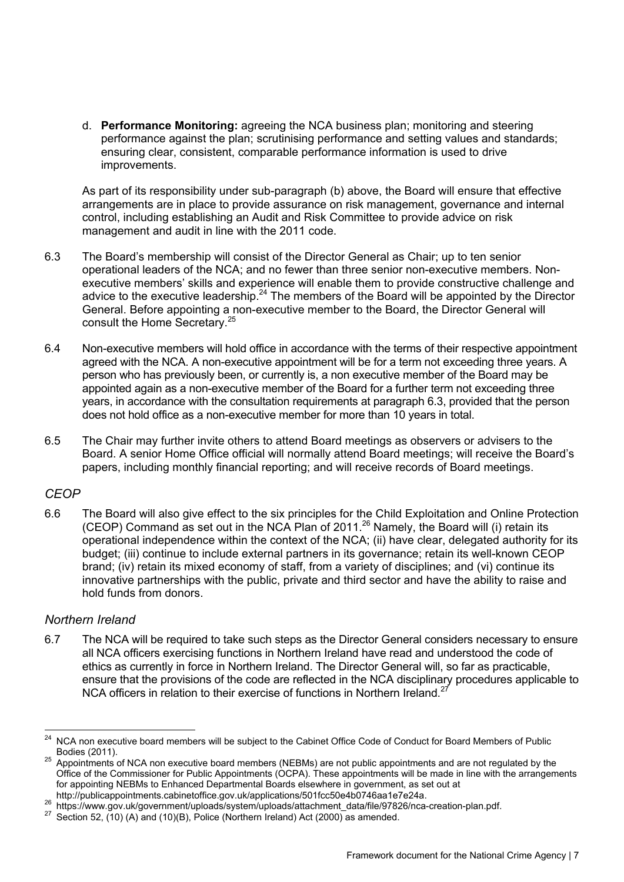d. **Performance Monitoring:** agreeing the NCA business plan; monitoring and steering performance against the plan; scrutinising performance and setting values and standards; ensuring clear, consistent, comparable performance information is used to drive improvements.

As part of its responsibility under sub-paragraph (b) above, the Board will ensure that effective arrangements are in place to provide assurance on risk management, governance and internal control, including establishing an Audit and Risk Committee to provide advice on risk management and audit in line with the 2011 code.

6.3 The Board's membership will consist of the Director General as Chair; up to ten senior operational leaders of the NCA; and no fewer than three senior non-executive members. Non-executive members' skills and experience will enable them to provide constructive challenge and advice to the executive leadership.[24] The members of the Board will be appointed by the Director General. Before appointing a non-executive member to the Board, the Director General will consult the Home Secretary.[25]

6.4 Non-executive members will hold office in accordance with the terms of their respective appointment agreed with the NCA. A non-executive appointment will be for a term not exceeding three years. A person who has previously been, or currently is, a non executive member of the Board may be appointed again as a non-executive member of the Board for a further term not exceeding three years, in accordance with the consultation requirements at paragraph 6.3, provided that the person does not hold office as a non-executive member for more than 10 years in total.

6.5 The Chair may further invite others to attend Board meetings as observers or advisers to the Board. A senior Home Office official will normally attend Board meetings; will receive the Board's papers, including monthly financial reporting; and will receive records of Board meetings.

### *CEOP*

6.6 The Board will also give effect to the six principles for the Child Exploitation and Online Protection (CEOP) Command as set out in the NCA Plan of 2011.[26] Namely, the Board will (i) retain its operational independence within the context of the NCA; (ii) have clear, delegated authority for its budget; (iii) continue to include external partners in its governance; retain its well-known CEOP brand; (iv) retain its mixed economy of staff, from a variety of disciplines; and (vi) continue its innovative partnerships with the public, private and third sector and have the ability to raise and hold funds from donors.

### *Northern Ireland*

6.7 The NCA will be required to take such steps as the Director General considers necessary to ensure all NCA officers exercising functions in Northern Ireland have read and understood the code of ethics as currently in force in Northern Ireland. The Director General will, so far as practicable, ensure that the provisions of the code are reflected in the NCA disciplinary procedures applicable to NCA officers in relation to their exercise of functions in Northern Ireland.[27]

---

[24] NCA non executive board members will be subject to the Cabinet Office Code of Conduct for Board Members of Public Bodies (2011).

[25] Appointments of NCA non executive board members (NEBMs) are not public appointments and are not regulated by the Office of the Commissioner for Public Appointments (OCPA). These appointments will be made in line with the arrangements for appointing NEBMs to Enhanced Departmental Boards elsewhere in government, as set out at http://publicappointments.cabinetoffice.gov.uk/applications/501fcc50e4b0746aa1e7e24a.

[26] https://www.gov.uk/government/uploads/system/uploads/attachment_data/file/97826/nca-creation-plan.pdf.

[27] Section 52, (10) (A) and (10)(B), Police (Northern Ireland) Act (2000) as amended.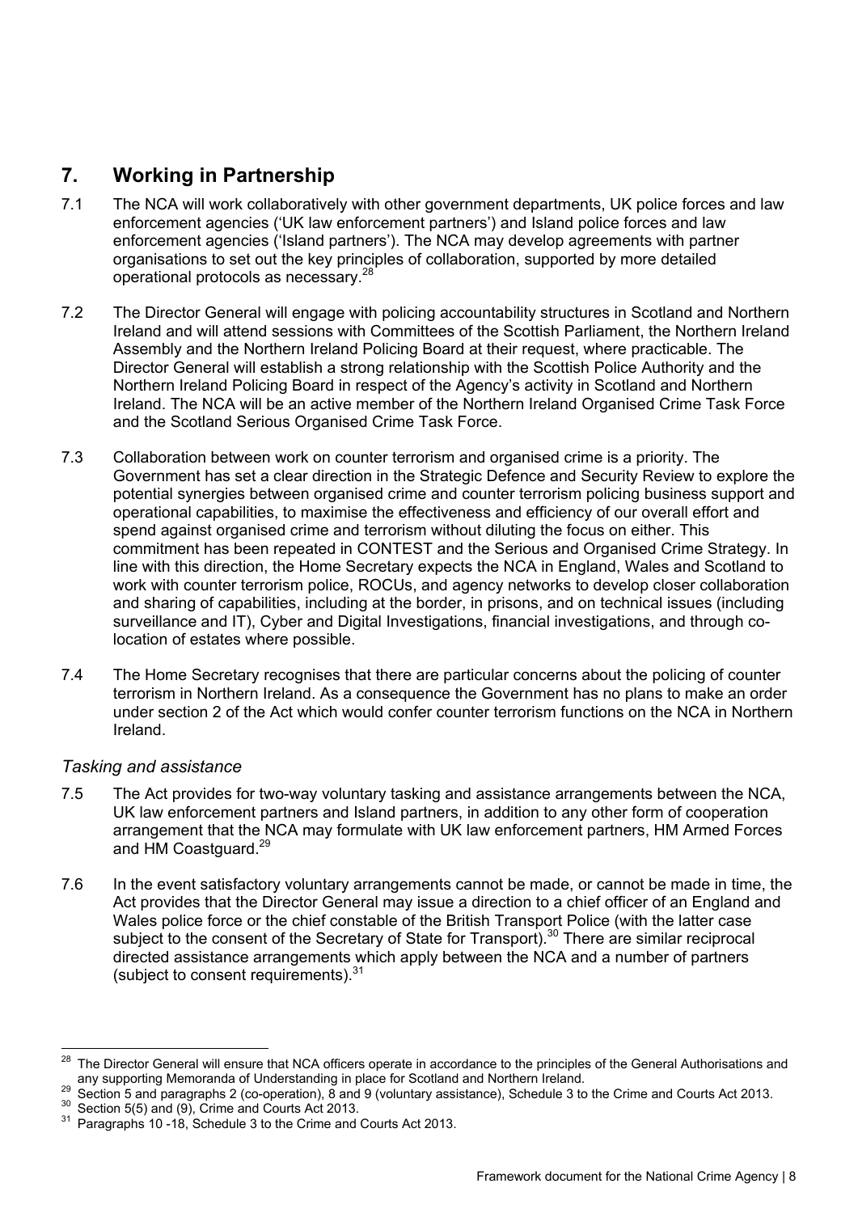## 7. Working in Partnership

7.1 The NCA will work collaboratively with other government departments, UK police forces and law enforcement agencies ('UK law enforcement partners') and Island police forces and law enforcement agencies ('Island partners'). The NCA may develop agreements with partner organisations to set out the key principles of collaboration, supported by more detailed operational protocols as necessary.[28]

7.2 The Director General will engage with policing accountability structures in Scotland and Northern Ireland and will attend sessions with Committees of the Scottish Parliament, the Northern Ireland Assembly and the Northern Ireland Policing Board at their request, where practicable. The Director General will establish a strong relationship with the Scottish Police Authority and the Northern Ireland Policing Board in respect of the Agency's activity in Scotland and Northern Ireland. The NCA will be an active member of the Northern Ireland Organised Crime Task Force and the Scotland Serious Organised Crime Task Force.

7.3 Collaboration between work on counter terrorism and organised crime is a priority. The Government has set a clear direction in the Strategic Defence and Security Review to explore the potential synergies between organised crime and counter terrorism policing business support and operational capabilities, to maximise the effectiveness and efficiency of our overall effort and spend against organised crime and terrorism without diluting the focus on either. This commitment has been repeated in CONTEST and the Serious and Organised Crime Strategy. In line with this direction, the Home Secretary expects the NCA in England, Wales and Scotland to work with counter terrorism police, ROCUs, and agency networks to develop closer collaboration and sharing of capabilities, including at the border, in prisons, and on technical issues (including surveillance and IT), Cyber and Digital Investigations, financial investigations, and through co-location of estates where possible.

7.4 The Home Secretary recognises that there are particular concerns about the policing of counter terrorism in Northern Ireland. As a consequence the Government has no plans to make an order under section 2 of the Act which would confer counter terrorism functions on the NCA in Northern Ireland.

### *Tasking and assistance*

7.5 The Act provides for two-way voluntary tasking and assistance arrangements between the NCA, UK law enforcement partners and Island partners, in addition to any other form of cooperation arrangement that the NCA may formulate with UK law enforcement partners, HM Armed Forces and HM Coastguard.[29]

7.6 In the event satisfactory voluntary arrangements cannot be made, or cannot be made in time, the Act provides that the Director General may issue a direction to a chief officer of an England and Wales police force or the chief constable of the British Transport Police (with the latter case subject to the consent of the Secretary of State for Transport).[30] There are similar reciprocal directed assistance arrangements which apply between the NCA and a number of partners (subject to consent requirements).[31]

---

[28] The Director General will ensure that NCA officers operate in accordance to the principles of the General Authorisations and any supporting Memoranda of Understanding in place for Scotland and Northern Ireland.

[29] Section 5 and paragraphs 2 (co-operation), 8 and 9 (voluntary assistance), Schedule 3 to the Crime and Courts Act 2013.

[30] Section 5(5) and (9), Crime and Courts Act 2013.

[31] Paragraphs 10 -18, Schedule 3 to the Crime and Courts Act 2013.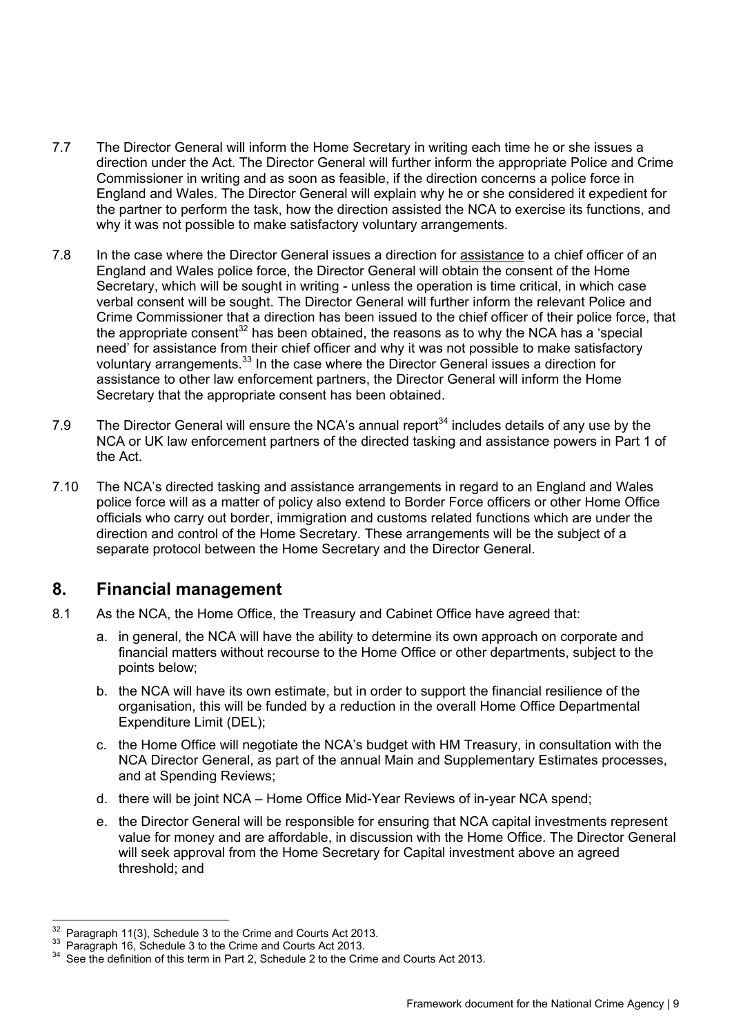7.7 The Director General will inform the Home Secretary in writing each time he or she issues a direction under the Act. The Director General will further inform the appropriate Police and Crime Commissioner in writing and as soon as feasible, if the direction concerns a police force in England and Wales. The Director General will explain why he or she considered it expedient for the partner to perform the task, how the direction assisted the NCA to exercise its functions, and why it was not possible to make satisfactory voluntary arrangements.

7.8 In the case where the Director General issues a direction for assistance to a chief officer of an England and Wales police force, the Director General will obtain the consent of the Home Secretary, which will be sought in writing - unless the operation is time critical, in which case verbal consent will be sought. The Director General will further inform the relevant Police and Crime Commissioner that a direction has been issued to the chief officer of their police force, that the appropriate consent[32] has been obtained, the reasons as to why the NCA has a 'special need' for assistance from their chief officer and why it was not possible to make satisfactory voluntary arrangements.[33] In the case where the Director General issues a direction for assistance to other law enforcement partners, the Director General will inform the Home Secretary that the appropriate consent has been obtained.

7.9 The Director General will ensure the NCA's annual report[34] includes details of any use by the NCA or UK law enforcement partners of the directed tasking and assistance powers in Part 1 of the Act.

7.10 The NCA's directed tasking and assistance arrangements in regard to an England and Wales police force will as a matter of policy also extend to Border Force officers or other Home Office officials who carry out border, immigration and customs related functions which are under the direction and control of the Home Secretary. These arrangements will be the subject of a separate protocol between the Home Secretary and the Director General.

## 8. Financial management

8.1 As the NCA, the Home Office, the Treasury and Cabinet Office have agreed that:

a. in general, the NCA will have the ability to determine its own approach on corporate and financial matters without recourse to the Home Office or other departments, subject to the points below;

b. the NCA will have its own estimate, but in order to support the financial resilience of the organisation, this will be funded by a reduction in the overall Home Office Departmental Expenditure Limit (DEL);

c. the Home Office will negotiate the NCA's budget with HM Treasury, in consultation with the NCA Director General, as part of the annual Main and Supplementary Estimates processes, and at Spending Reviews;

d. there will be joint NCA – Home Office Mid-Year Reviews of in-year NCA spend;

e. the Director General will be responsible for ensuring that NCA capital investments represent value for money and are affordable, in discussion with the Home Office. The Director General will seek approval from the Home Secretary for Capital investment above an agreed threshold; and

---

[32] Paragraph 11(3), Schedule 3 to the Crime and Courts Act 2013.

[33] Paragraph 16, Schedule 3 to the Crime and Courts Act 2013.

[34] See the definition of this term in Part 2, Schedule 2 to the Crime and Courts Act 2013.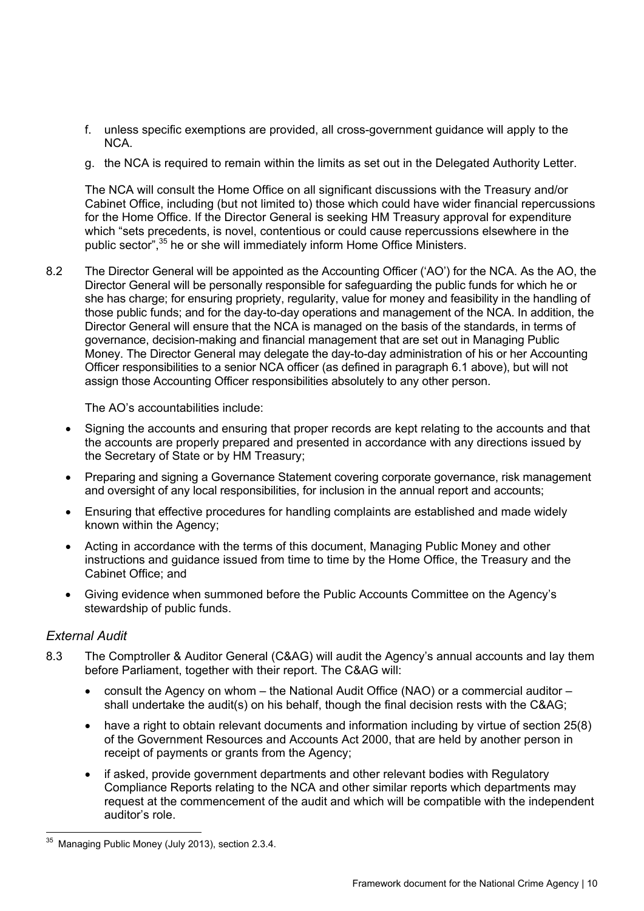f. unless specific exemptions are provided, all cross-government guidance will apply to the NCA.

g. the NCA is required to remain within the limits as set out in the Delegated Authority Letter.

The NCA will consult the Home Office on all significant discussions with the Treasury and/or Cabinet Office, including (but not limited to) those which could have wider financial repercussions for the Home Office. If the Director General is seeking HM Treasury approval for expenditure which "sets precedents, is novel, contentious or could cause repercussions elsewhere in the public sector",[35] he or she will immediately inform Home Office Ministers.

8.2 The Director General will be appointed as the Accounting Officer ('AO') for the NCA. As the AO, the Director General will be personally responsible for safeguarding the public funds for which he or she has charge; for ensuring propriety, regularity, value for money and feasibility in the handling of those public funds; and for the day-to-day operations and management of the NCA. In addition, the Director General will ensure that the NCA is managed on the basis of the standards, in terms of governance, decision-making and financial management that are set out in Managing Public Money. The Director General may delegate the day-to-day administration of his or her Accounting Officer responsibilities to a senior NCA officer (as defined in paragraph 6.1 above), but will not assign those Accounting Officer responsibilities absolutely to any other person.

The AO's accountabilities include:

- Signing the accounts and ensuring that proper records are kept relating to the accounts and that the accounts are properly prepared and presented in accordance with any directions issued by the Secretary of State or by HM Treasury;
- Preparing and signing a Governance Statement covering corporate governance, risk management and oversight of any local responsibilities, for inclusion in the annual report and accounts;
- Ensuring that effective procedures for handling complaints are established and made widely known within the Agency;
- Acting in accordance with the terms of this document, Managing Public Money and other instructions and guidance issued from time to time by the Home Office, the Treasury and the Cabinet Office; and
- Giving evidence when summoned before the Public Accounts Committee on the Agency's stewardship of public funds.

### *External Audit*

8.3 The Comptroller & Auditor General (C&AG) will audit the Agency's annual accounts and lay them before Parliament, together with their report. The C&AG will:

- consult the Agency on whom – the National Audit Office (NAO) or a commercial auditor – shall undertake the audit(s) on his behalf, though the final decision rests with the C&AG;
- have a right to obtain relevant documents and information including by virtue of section 25(8) of the Government Resources and Accounts Act 2000, that are held by another person in receipt of payments or grants from the Agency;
- if asked, provide government departments and other relevant bodies with Regulatory Compliance Reports relating to the NCA and other similar reports which departments may request at the commencement of the audit and which will be compatible with the independent auditor's role.

[35] Managing Public Money (July 2013), section 2.3.4.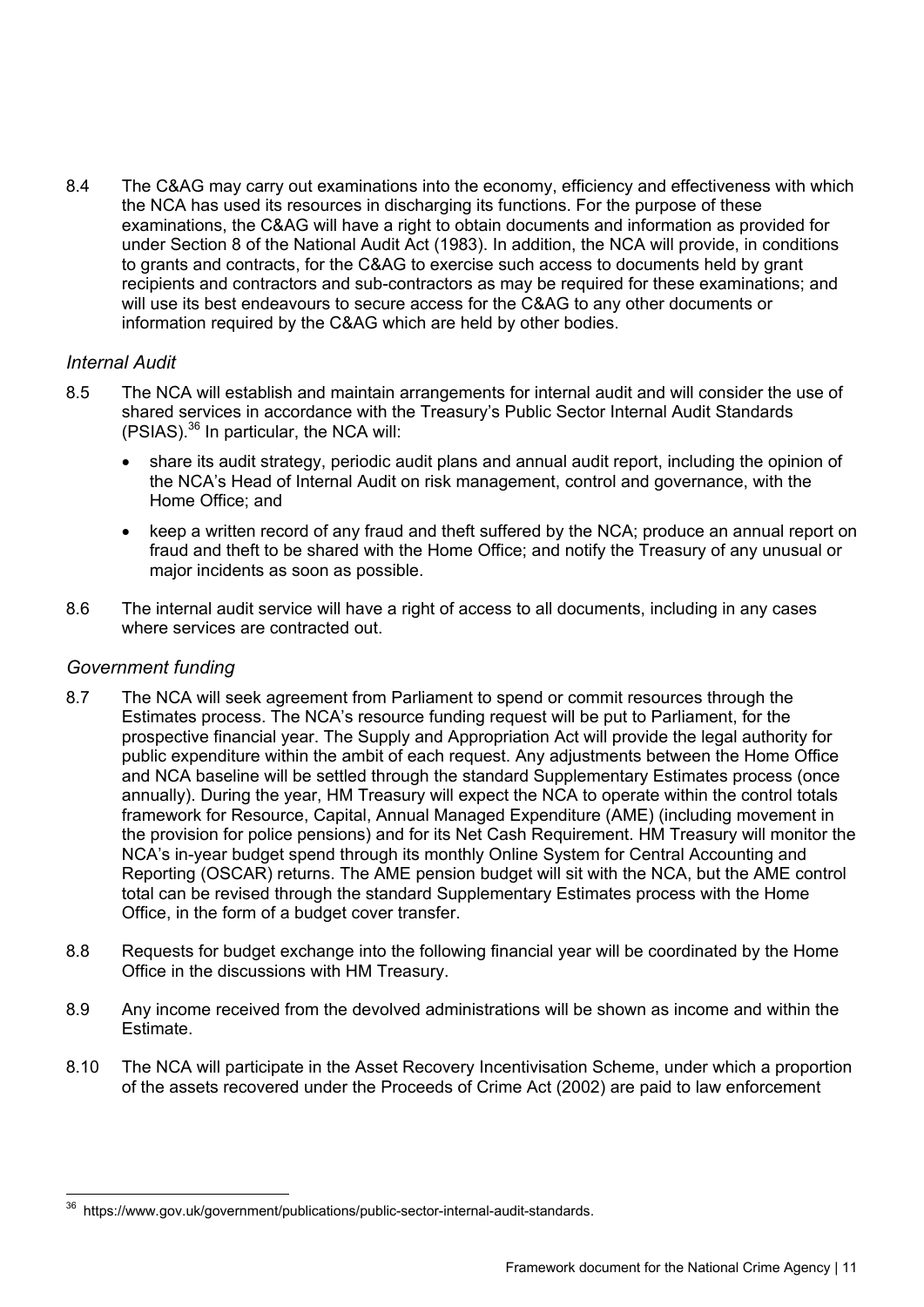8.4 The C&AG may carry out examinations into the economy, efficiency and effectiveness with which the NCA has used its resources in discharging its functions. For the purpose of these examinations, the C&AG will have a right to obtain documents and information as provided for under Section 8 of the National Audit Act (1983). In addition, the NCA will provide, in conditions to grants and contracts, for the C&AG to exercise such access to documents held by grant recipients and contractors and sub-contractors as may be required for these examinations; and will use its best endeavours to secure access for the C&AG to any other documents or information required by the C&AG which are held by other bodies.

### *Internal Audit*

8.5 The NCA will establish and maintain arrangements for internal audit and will consider the use of shared services in accordance with the Treasury's Public Sector Internal Audit Standards (PSIAS).[36] In particular, the NCA will:

- share its audit strategy, periodic audit plans and annual audit report, including the opinion of the NCA's Head of Internal Audit on risk management, control and governance, with the Home Office; and
- keep a written record of any fraud and theft suffered by the NCA; produce an annual report on fraud and theft to be shared with the Home Office; and notify the Treasury of any unusual or major incidents as soon as possible.

8.6 The internal audit service will have a right of access to all documents, including in any cases where services are contracted out.

### *Government funding*

8.7 The NCA will seek agreement from Parliament to spend or commit resources through the Estimates process. The NCA's resource funding request will be put to Parliament, for the prospective financial year. The Supply and Appropriation Act will provide the legal authority for public expenditure within the ambit of each request. Any adjustments between the Home Office and NCA baseline will be settled through the standard Supplementary Estimates process (once annually). During the year, HM Treasury will expect the NCA to operate within the control totals framework for Resource, Capital, Annual Managed Expenditure (AME) (including movement in the provision for police pensions) and for its Net Cash Requirement. HM Treasury will monitor the NCA's in-year budget spend through its monthly Online System for Central Accounting and Reporting (OSCAR) returns. The AME pension budget will sit with the NCA, but the AME control total can be revised through the standard Supplementary Estimates process with the Home Office, in the form of a budget cover transfer.

8.8 Requests for budget exchange into the following financial year will be coordinated by the Home Office in the discussions with HM Treasury.

8.9 Any income received from the devolved administrations will be shown as income and within the Estimate.

8.10 The NCA will participate in the Asset Recovery Incentivisation Scheme, under which a proportion of the assets recovered under the Proceeds of Crime Act (2002) are paid to law enforcement

---

[36] https://www.gov.uk/government/publications/public-sector-internal-audit-standards.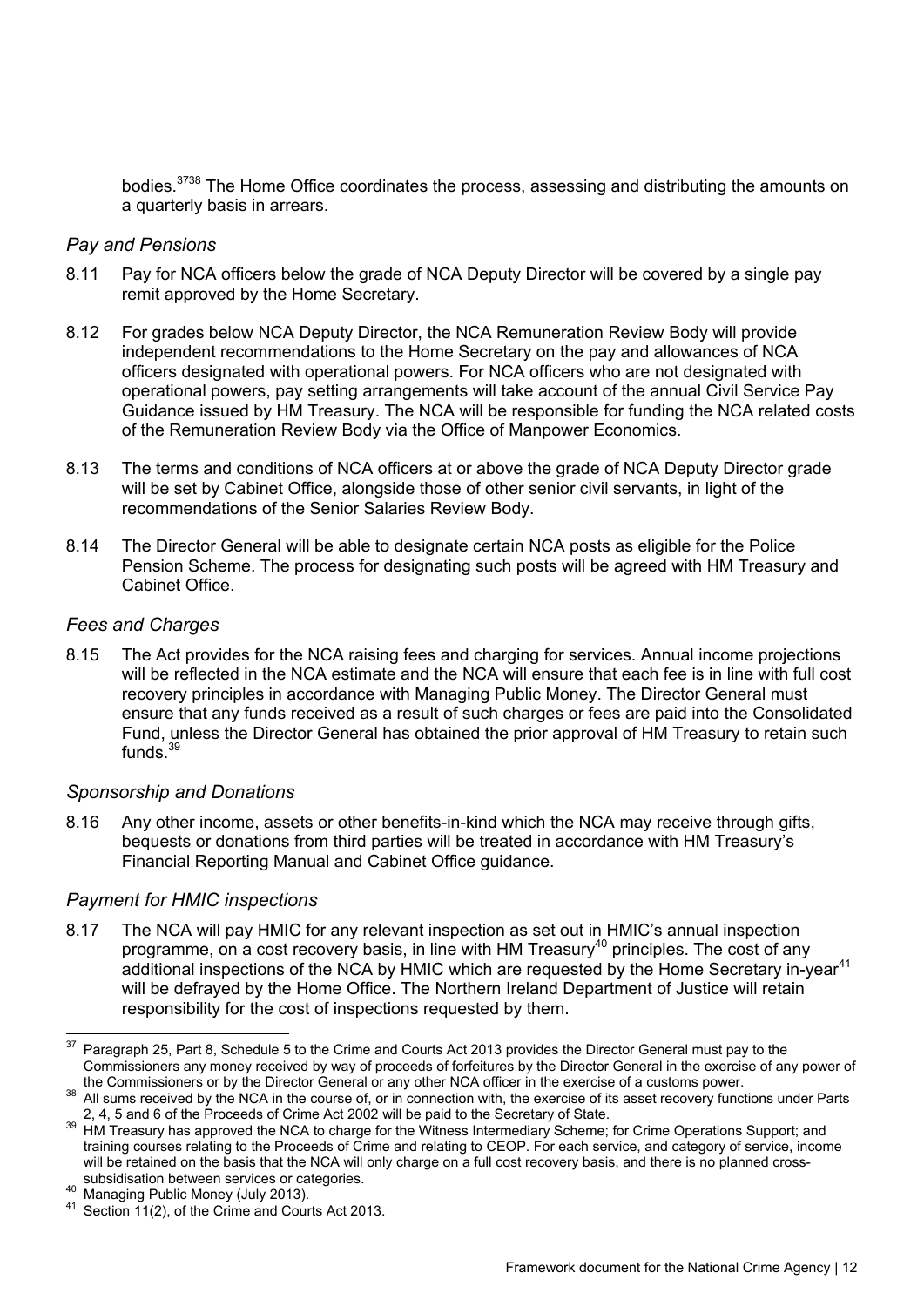bodies.[37][38] The Home Office coordinates the process, assessing and distributing the amounts on a quarterly basis in arrears.

### *Pay and Pensions*

8.11 Pay for NCA officers below the grade of NCA Deputy Director will be covered by a single pay remit approved by the Home Secretary.

8.12 For grades below NCA Deputy Director, the NCA Remuneration Review Body will provide independent recommendations to the Home Secretary on the pay and allowances of NCA officers designated with operational powers. For NCA officers who are not designated with operational powers, pay setting arrangements will take account of the annual Civil Service Pay Guidance issued by HM Treasury. The NCA will be responsible for funding the NCA related costs of the Remuneration Review Body via the Office of Manpower Economics.

8.13 The terms and conditions of NCA officers at or above the grade of NCA Deputy Director grade will be set by Cabinet Office, alongside those of other senior civil servants, in light of the recommendations of the Senior Salaries Review Body.

8.14 The Director General will be able to designate certain NCA posts as eligible for the Police Pension Scheme. The process for designating such posts will be agreed with HM Treasury and Cabinet Office.

### *Fees and Charges*

8.15 The Act provides for the NCA raising fees and charging for services. Annual income projections will be reflected in the NCA estimate and the NCA will ensure that each fee is in line with full cost recovery principles in accordance with Managing Public Money. The Director General must ensure that any funds received as a result of such charges or fees are paid into the Consolidated Fund, unless the Director General has obtained the prior approval of HM Treasury to retain such funds.[39]

### *Sponsorship and Donations*

8.16 Any other income, assets or other benefits-in-kind which the NCA may receive through gifts, bequests or donations from third parties will be treated in accordance with HM Treasury's Financial Reporting Manual and Cabinet Office guidance.

### *Payment for HMIC inspections*

8.17 The NCA will pay HMIC for any relevant inspection as set out in HMIC's annual inspection programme, on a cost recovery basis, in line with HM Treasury[40] principles. The cost of any additional inspections of the NCA by HMIC which are requested by the Home Secretary in-year[41] will be defrayed by the Home Office. The Northern Ireland Department of Justice will retain responsibility for the cost of inspections requested by them.

---

[37] Paragraph 25, Part 8, Schedule 5 to the Crime and Courts Act 2013 provides the Director General must pay to the Commissioners any money received by way of proceeds of forfeitures by the Director General in the exercise of any power of the Commissioners or by the Director General or any other NCA officer in the exercise of a customs power.

[38] All sums received by the NCA in the course of, or in connection with, the exercise of its asset recovery functions under Parts 2, 4, 5 and 6 of the Proceeds of Crime Act 2002 will be paid to the Secretary of State.

[39] HM Treasury has approved the NCA to charge for the Witness Intermediary Scheme; for Crime Operations Support; and training courses relating to the Proceeds of Crime and relating to CEOP. For each service, and category of service, income will be retained on the basis that the NCA will only charge on a full cost recovery basis, and there is no planned cross-subsidisation between services or categories.

[40] Managing Public Money (July 2013).

[41] Section 11(2), of the Crime and Courts Act 2013.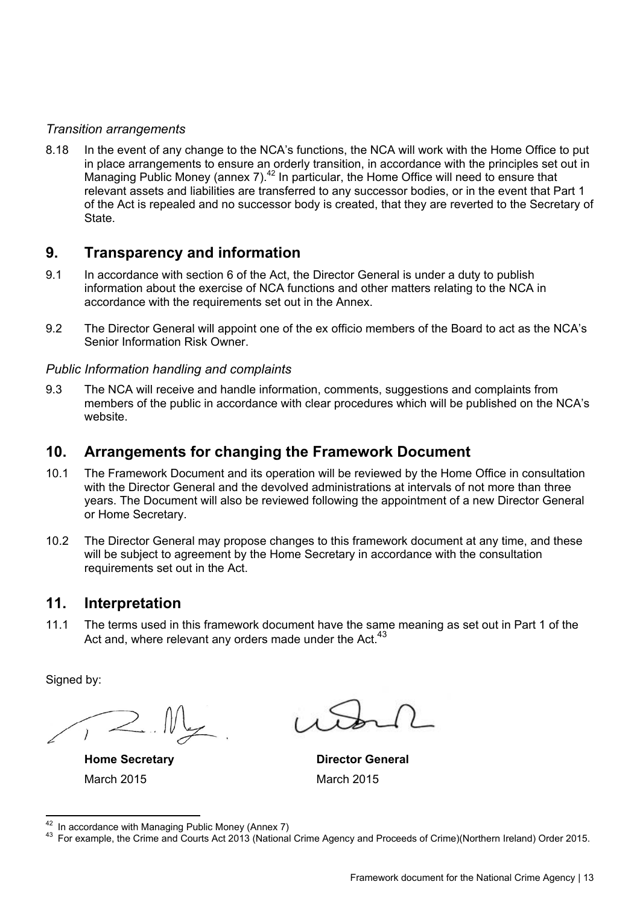*Transition arrangements*

8.18 In the event of any change to the NCA's functions, the NCA will work with the Home Office to put in place arrangements to ensure an orderly transition, in accordance with the principles set out in Managing Public Money (annex 7).[42] In particular, the Home Office will need to ensure that relevant assets and liabilities are transferred to any successor bodies, or in the event that Part 1 of the Act is repealed and no successor body is created, that they are reverted to the Secretary of State.

## 9. Transparency and information

9.1 In accordance with section 6 of the Act, the Director General is under a duty to publish information about the exercise of NCA functions and other matters relating to the NCA in accordance with the requirements set out in the Annex.

9.2 The Director General will appoint one of the ex officio members of the Board to act as the NCA's Senior Information Risk Owner.

*Public Information handling and complaints*

9.3 The NCA will receive and handle information, comments, suggestions and complaints from members of the public in accordance with clear procedures which will be published on the NCA's website.

## 10. Arrangements for changing the Framework Document

10.1 The Framework Document and its operation will be reviewed by the Home Office in consultation with the Director General and the devolved administrations at intervals of not more than three years. The Document will also be reviewed following the appointment of a new Director General or Home Secretary.

10.2 The Director General may propose changes to this framework document at any time, and these will be subject to agreement by the Home Secretary in accordance with the consultation requirements set out in the Act.

## 11. Interpretation

11.1 The terms used in this framework document have the same meaning as set out in Part 1 of the Act and, where relevant any orders made under the Act.[43]

Signed by:

| **Home Secretary** | **Director General** |
|---|---|
| March 2015 | March 2015 |

[42] In accordance with Managing Public Money (Annex 7)

[43] For example, the Crime and Courts Act 2013 (National Crime Agency and Proceeds of Crime)(Northern Ireland) Order 2015.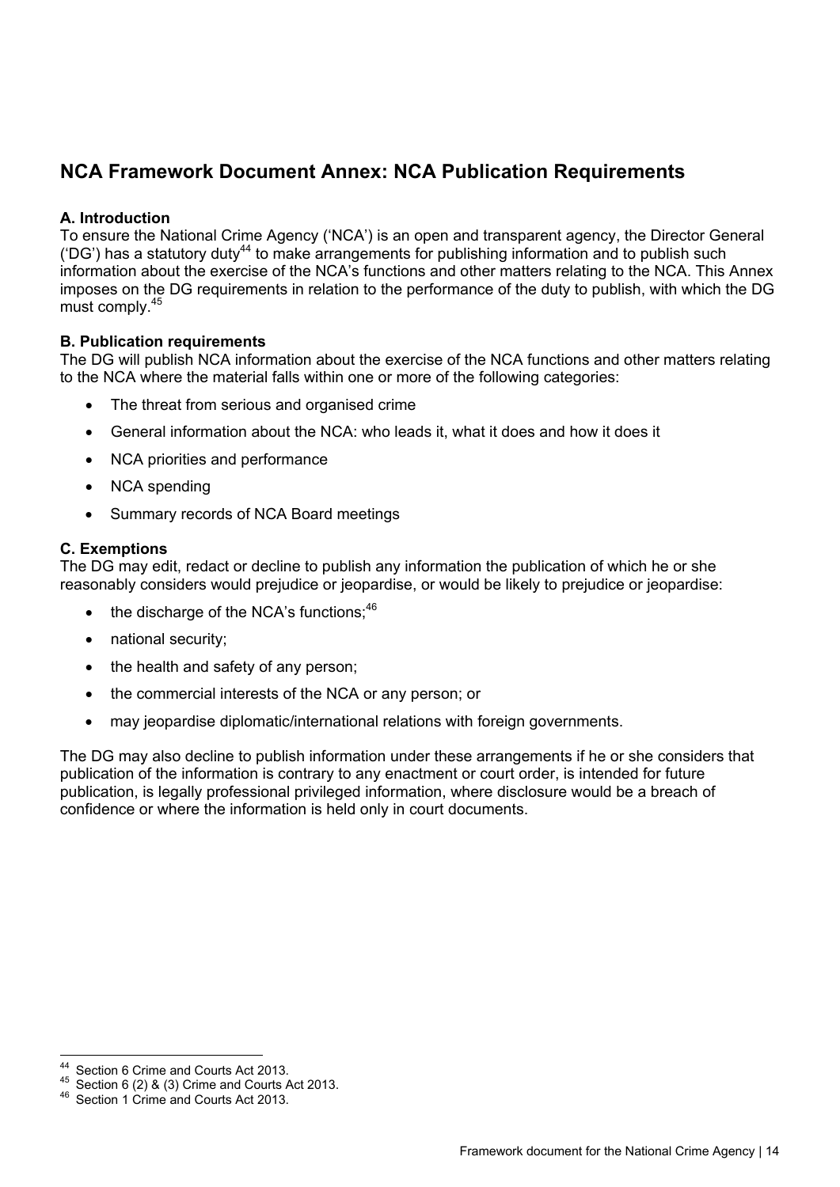## NCA Framework Document Annex: NCA Publication Requirements

**A. Introduction**

To ensure the National Crime Agency ('NCA') is an open and transparent agency, the Director General ('DG') has a statutory duty[44] to make arrangements for publishing information and to publish such information about the exercise of the NCA's functions and other matters relating to the NCA. This Annex imposes on the DG requirements in relation to the performance of the duty to publish, with which the DG must comply.[45]

**B. Publication requirements**

The DG will publish NCA information about the exercise of the NCA functions and other matters relating to the NCA where the material falls within one or more of the following categories:

- The threat from serious and organised crime
- General information about the NCA: who leads it, what it does and how it does it
- NCA priorities and performance
- NCA spending
- Summary records of NCA Board meetings

**C. Exemptions**

The DG may edit, redact or decline to publish any information the publication of which he or she reasonably considers would prejudice or jeopardise, or would be likely to prejudice or jeopardise:

- the discharge of the NCA's functions;[46]
- national security;
- the health and safety of any person;
- the commercial interests of the NCA or any person; or
- may jeopardise diplomatic/international relations with foreign governments.

The DG may also decline to publish information under these arrangements if he or she considers that publication of the information is contrary to any enactment or court order, is intended for future publication, is legally professional privileged information, where disclosure would be a breach of confidence or where the information is held only in court documents.

---

[44] Section 6 Crime and Courts Act 2013.

[45] Section 6 (2) & (3) Crime and Courts Act 2013.

[46] Section 1 Crime and Courts Act 2013.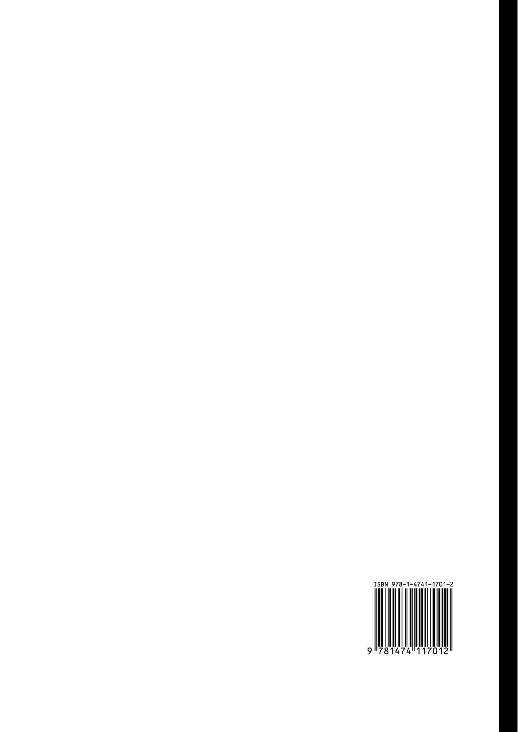ISBN 978-1-4741-1701-2

9 781474 117012